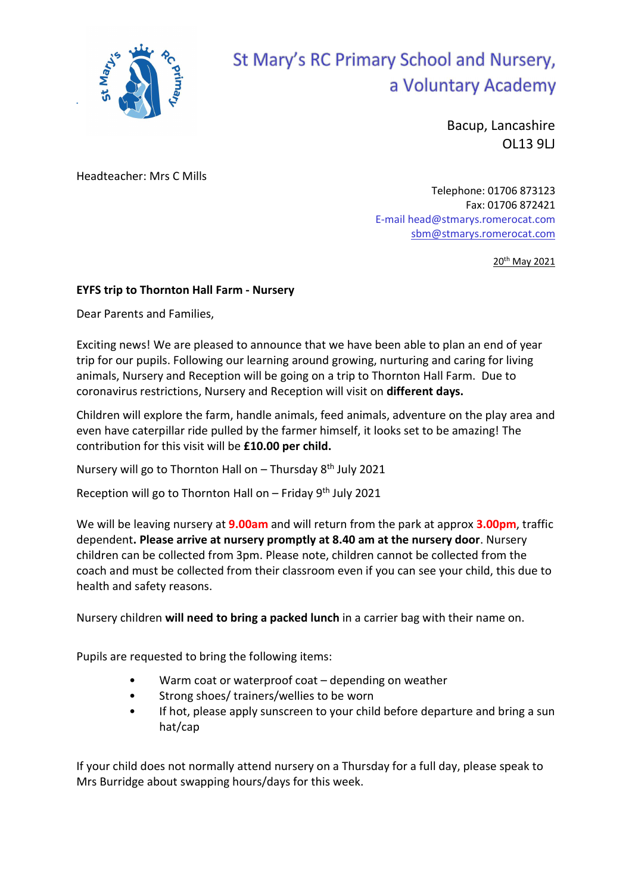# St Mary's RC Primary School and Nursery, a Voluntary Academy

Bacup, Lancashire
OL13 9LJ

Headteacher: Mrs C Mills

Telephone: 01706 873123
Fax: 01706 872421
E-mail head@stmarys.romerocat.com
sbm@stmarys.romerocat.com

20th May 2021

**EYFS trip to Thornton Hall Farm - Nursery**

Dear Parents and Families,

Exciting news! We are pleased to announce that we have been able to plan an end of year trip for our pupils. Following our learning around growing, nurturing and caring for living animals, Nursery and Reception will be going on a trip to Thornton Hall Farm. Due to coronavirus restrictions, Nursery and Reception will visit on **different days.**

Children will explore the farm, handle animals, feed animals, adventure on the play area and even have caterpillar ride pulled by the farmer himself, it looks set to be amazing! The contribution for this visit will be **£10.00 per child.**

Nursery will go to Thornton Hall on – Thursday 8th July 2021

Reception will go to Thornton Hall on – Friday 9th July 2021

We will be leaving nursery at **9.00am** and will return from the park at approx **3.00pm**, traffic dependent**. Please arrive at nursery promptly at 8.40 am at the nursery door**. Nursery children can be collected from 3pm. Please note, children cannot be collected from the coach and must be collected from their classroom even if you can see your child, this due to health and safety reasons.

Nursery children **will need to bring a packed lunch** in a carrier bag with their name on.

Pupils are requested to bring the following items:

- Warm coat or waterproof coat – depending on weather
- Strong shoes/ trainers/wellies to be worn
- If hot, please apply sunscreen to your child before departure and bring a sun hat/cap

If your child does not normally attend nursery on a Thursday for a full day, please speak to Mrs Burridge about swapping hours/days for this week.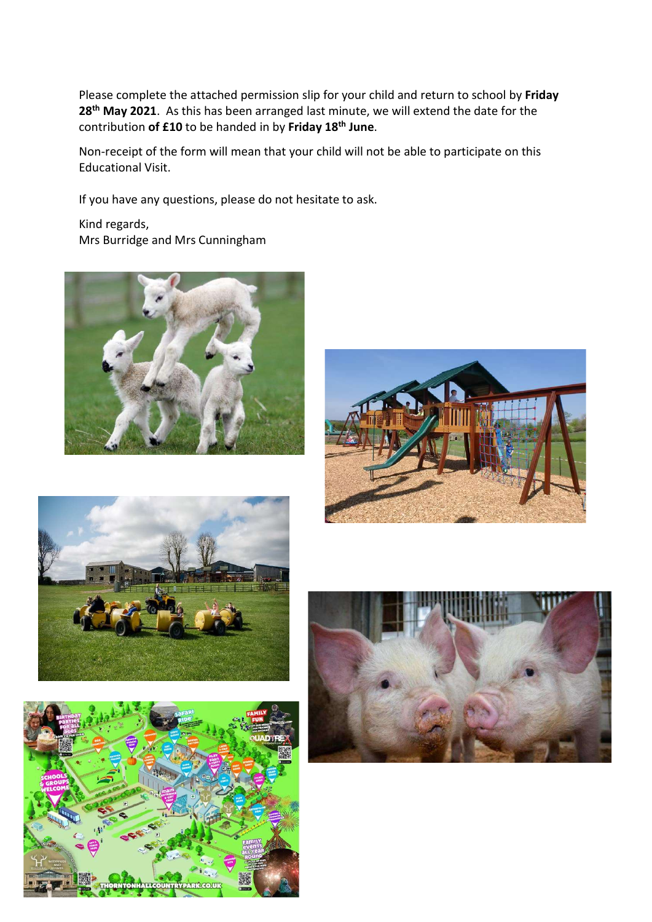Please complete the attached permission slip for your child and return to school by **Friday 28th May 2021**. As this has been arranged last minute, we will extend the date for the contribution **of £10** to be handed in by **Friday 18th June**.

Non-receipt of the form will mean that your child will not be able to participate on this Educational Visit.

If you have any questions, please do not hesitate to ask.

Kind regards,
Mrs Burridge and Mrs Cunningham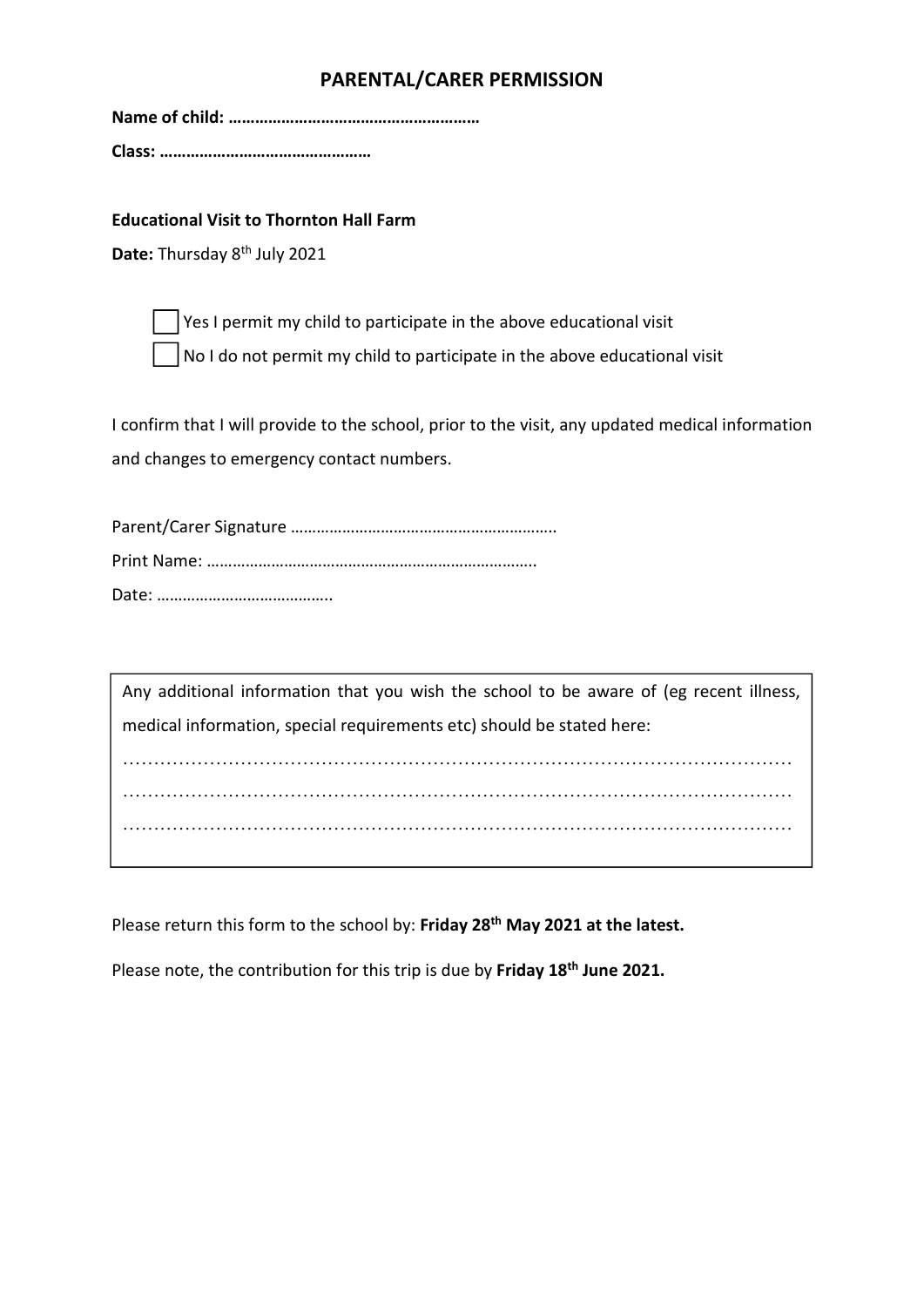# PARENTAL/CARER PERMISSION

**Name of child: …………………………………………………**

**Class: …………………………………………**

**Educational Visit to Thornton Hall Farm**

**Date:** Thursday 8th July 2021

☐ Yes I permit my child to participate in the above educational visit

☐ No I do not permit my child to participate in the above educational visit

I confirm that I will provide to the school, prior to the visit, any updated medical information and changes to emergency contact numbers.

Parent/Carer Signature ……………………………………………………

Print Name: …………………………………………………………………

Date: …………………………………

Any additional information that you wish the school to be aware of (eg recent illness, medical information, special requirements etc) should be stated here:

……………………………………………………………………………………………………

……………………………………………………………………………………………………

……………………………………………………………………………………………………

Please return this form to the school by: **Friday 28th May 2021 at the latest.**

Please note, the contribution for this trip is due by **Friday 18th June 2021.**